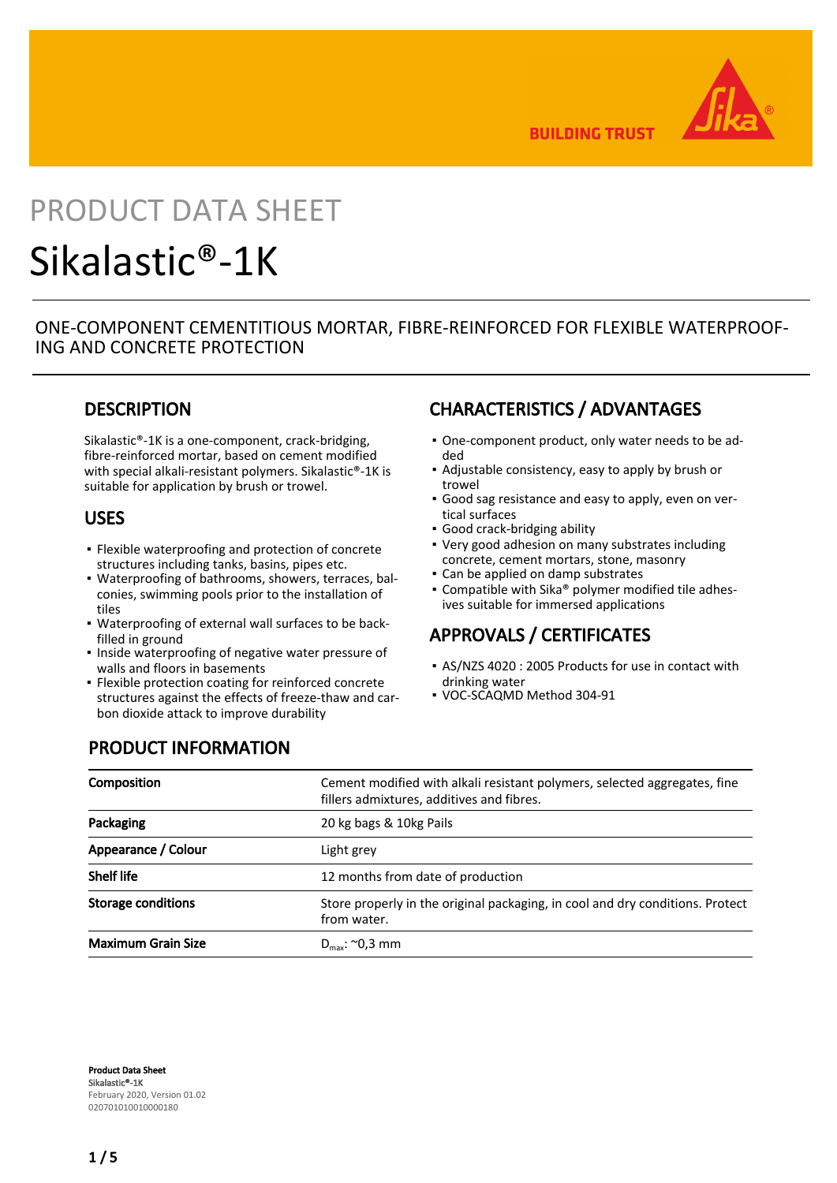BUILDING TRUST

PRODUCT DATA SHEET

# Sikalastic®-1K

ONE-COMPONENT CEMENTITIOUS MORTAR, FIBRE-REINFORCED FOR FLEXIBLE WATERPROOFING AND CONCRETE PROTECTION

## DESCRIPTION

Sikalastic®-1K is a one-component, crack-bridging, fibre-reinforced mortar, based on cement modified with special alkali-resistant polymers. Sikalastic®-1K is suitable for application by brush or trowel.

## USES

- Flexible waterproofing and protection of concrete structures including tanks, basins, pipes etc.
- Waterproofing of bathrooms, showers, terraces, balconies, swimming pools prior to the installation of tiles
- Waterproofing of external wall surfaces to be backfilled in ground
- Inside waterproofing of negative water pressure of walls and floors in basements
- Flexible protection coating for reinforced concrete structures against the effects of freeze-thaw and carbon dioxide attack to improve durability

## CHARACTERISTICS / ADVANTAGES

- One-component product, only water needs to be added
- Adjustable consistency, easy to apply by brush or trowel
- Good sag resistance and easy to apply, even on vertical surfaces
- Good crack-bridging ability
- Very good adhesion on many substrates including concrete, cement mortars, stone, masonry
- Can be applied on damp substrates
- Compatible with Sika® polymer modified tile adhesives suitable for immersed applications

## APPROVALS / CERTIFICATES

- AS/NZS 4020 : 2005 Products for use in contact with drinking water
- VOC-SCAQMD Method 304-91

## PRODUCT INFORMATION

| | |
|---|---|
| **Composition** | Cement modified with alkali resistant polymers, selected aggregates, fine fillers admixtures, additives and fibres. |
| **Packaging** | 20 kg bags & 10kg Pails |
| **Appearance / Colour** | Light grey |
| **Shelf life** | 12 months from date of production |
| **Storage conditions** | Store properly in the original packaging, in cool and dry conditions. Protect from water. |
| **Maximum Grain Size** | $D_{max}$: ~0,3 mm |

**Product Data Sheet**
Sikalastic®-1K
February 2020, Version 01.02
020701010010000180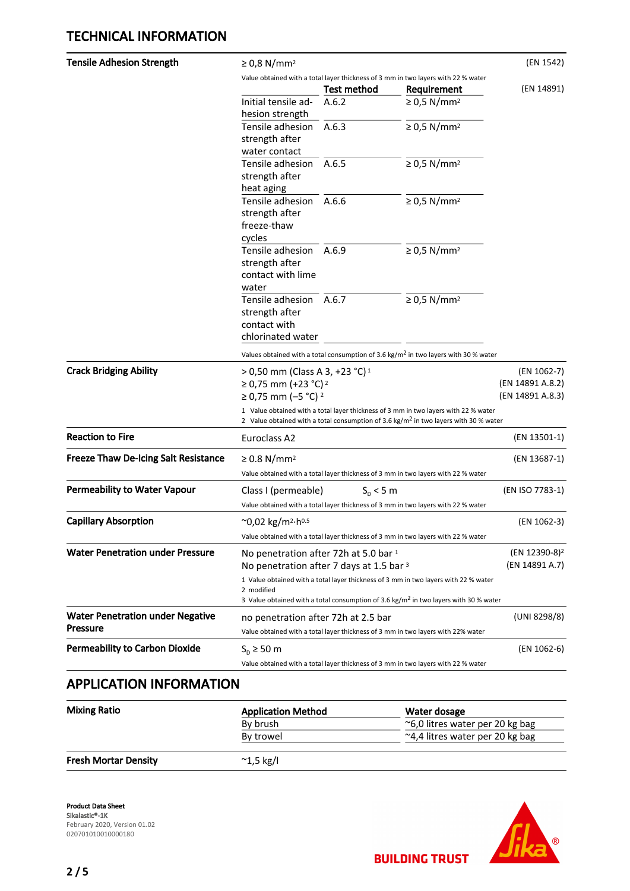## TECHNICAL INFORMATION

| | | |
|---|---|---|
| **Tensile Adhesion Strength** | ≥ 0,8 N/mm² <br> Value obtained with a total layer thickness of 3 mm in two layers with 22 % water | (EN 1542) |
| | see table below <br> Values obtained with a total consumption of 3.6 kg/m² in two layers with 30 % water | (EN 14891) |
| **Crack Bridging Ability** | > 0,50 mm (Class A 3, +23 °C) [1] <br> ≥ 0,75 mm (+23 °C) [2] <br> ≥ 0,75 mm (–5 °C) [2] <br> 1 Value obtained with a total layer thickness of 3 mm in two layers with 22 % water <br> 2 Value obtained with a total consumption of 3.6 kg/m² in two layers with 30 % water | (EN 1062-7) <br> (EN 14891 A.8.2) <br> (EN 14891 A.8.3) |
| **Reaction to Fire** | Euroclass A2 | (EN 13501-1) |
| **Freeze Thaw De-Icing Salt Resistance** | ≥ 0.8 N/mm² <br> Value obtained with a total layer thickness of 3 mm in two layers with 22 % water | (EN 13687-1) |
| **Permeability to Water Vapour** | Class I (permeable) $S_D$ < 5 m <br> Value obtained with a total layer thickness of 3 mm in two layers with 22 % water | (EN ISO 7783-1) |
| **Capillary Absorption** | ~0,02 kg/m²·h$^{0.5}$ <br> Value obtained with a total layer thickness of 3 mm in two layers with 22 % water | (EN 1062-3) |
| **Water Penetration under Pressure** | No penetration after 72h at 5.0 bar [1] <br> No penetration after 7 days at 1.5 bar [3] <br> 1 Value obtained with a total layer thickness of 3 mm in two layers with 22 % water <br> 2 modified <br> 3 Value obtained with a total consumption of 3.6 kg/m² in two layers with 30 % water | (EN 12390-8)[2] <br> (EN 14891 A.7) |
| **Water Penetration under Negative Pressure** | no penetration after 72h at 2.5 bar <br> Value obtained with a total layer thickness of 3 mm in two layers with 22% water | (UNI 8298/8) |
| **Permeability to Carbon Dioxide** | $S_D$ ≥ 50 m <br> Value obtained with a total layer thickness of 3 mm in two layers with 22 % water | (EN 1062-6) |

Tensile Adhesion Strength (EN 14891):

| | Test method | Requirement |
|---|---|---|
| Initial tensile adhesion strength | A.6.2 | ≥ 0,5 N/mm² |
| Tensile adhesion strength after water contact | A.6.3 | ≥ 0,5 N/mm² |
| Tensile adhesion strength after heat aging | A.6.5 | ≥ 0,5 N/mm² |
| Tensile adhesion strength after freeze-thaw cycles | A.6.6 | ≥ 0,5 N/mm² |
| Tensile adhesion strength after contact with lime water | A.6.9 | ≥ 0,5 N/mm² |
| Tensile adhesion strength after contact with chlorinated water | A.6.7 | ≥ 0,5 N/mm² |

## APPLICATION INFORMATION

**Mixing Ratio**

| Application Method | Water dosage |
|---|---|
| By brush | ~6,0 litres water per 20 kg bag |
| By trowel | ~4,4 litres water per 20 kg bag |

**Fresh Mortar Density** ~1,5 kg/l

**Product Data Sheet**
Sikalastic®-1K
February 2020, Version 01.02
020701010010000180

BUILDING TRUST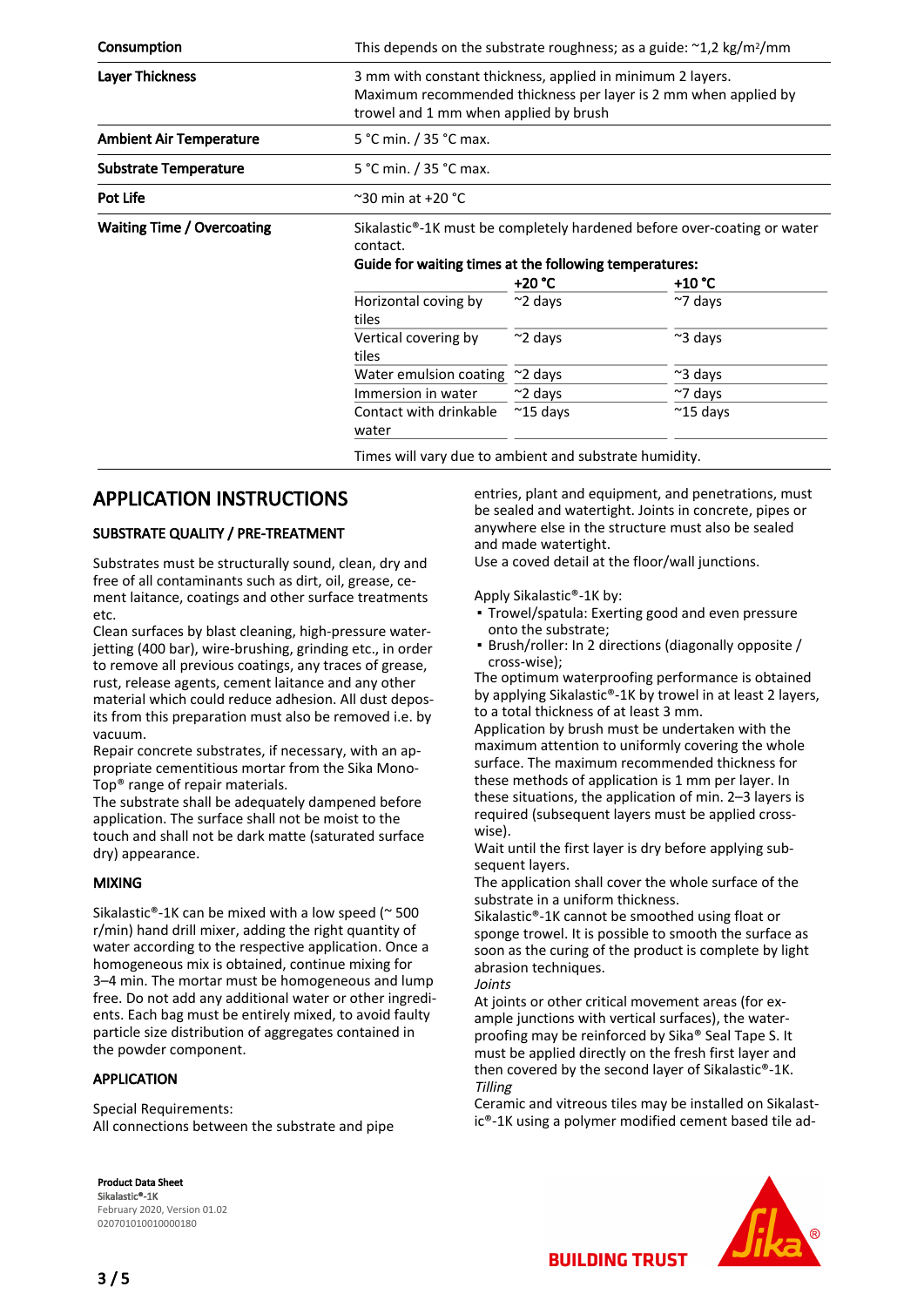| | |
|---|---|
| **Consumption** | This depends on the substrate roughness; as a guide: ~1,2 kg/m²/mm |
| **Layer Thickness** | 3 mm with constant thickness, applied in minimum 2 layers. Maximum recommended thickness per layer is 2 mm when applied by trowel and 1 mm when applied by brush |
| **Ambient Air Temperature** | 5 °C min. / 35 °C max. |
| **Substrate Temperature** | 5 °C min. / 35 °C max. |
| **Pot Life** | ~30 min at +20 °C |
| **Waiting Time / Overcoating** | Sikalastic®-1K must be completely hardened before over-coating or water contact. |

**Guide for waiting times at the following temperatures:**

| | **+20 °C** | **+10 °C** |
|---|---|---|
| Horizontal coving by tiles | ~2 days | ~7 days |
| Vertical covering by tiles | ~2 days | ~3 days |
| Water emulsion coating | ~2 days | ~3 days |
| Immersion in water | ~2 days | ~7 days |
| Contact with drinkable water | ~15 days | ~15 days |

Times will vary due to ambient and substrate humidity.

# APPLICATION INSTRUCTIONS

## SUBSTRATE QUALITY / PRE-TREATMENT

Substrates must be structurally sound, clean, dry and free of all contaminants such as dirt, oil, grease, cement laitance, coatings and other surface treatments etc.
Clean surfaces by blast cleaning, high-pressure water-jetting (400 bar), wire-brushing, grinding etc., in order to remove all previous coatings, any traces of grease, rust, release agents, cement laitance and any other material which could reduce adhesion. All dust deposits from this preparation must also be removed i.e. by vacuum.
Repair concrete substrates, if necessary, with an appropriate cementitious mortar from the Sika Mono-Top® range of repair materials.
The substrate shall be adequately dampened before application. The surface shall not be moist to the touch and shall not be dark matte (saturated surface dry) appearance.

## MIXING

Sikalastic®-1K can be mixed with a low speed (~ 500 r/min) hand drill mixer, adding the right quantity of water according to the respective application. Once a homogeneous mix is obtained, continue mixing for 3–4 min. The mortar must be homogeneous and lump free. Do not add any additional water or other ingredients. Each bag must be entirely mixed, to avoid faulty particle size distribution of aggregates contained in the powder component.

## APPLICATION

Special Requirements:
All connections between the substrate and pipe entries, plant and equipment, and penetrations, must be sealed and watertight. Joints in concrete, pipes or anywhere else in the structure must also be sealed and made watertight.
Use a coved detail at the floor/wall junctions.

Apply Sikalastic®-1K by:

- Trowel/spatula: Exerting good and even pressure onto the substrate;
- Brush/roller: In 2 directions (diagonally opposite / cross-wise);

The optimum waterproofing performance is obtained by applying Sikalastic®-1K by trowel in at least 2 layers, to a total thickness of at least 3 mm.
Application by brush must be undertaken with the maximum attention to uniformly covering the whole surface. The maximum recommended thickness for these methods of application is 1 mm per layer. In these situations, the application of min. 2–3 layers is required (subsequent layers must be applied cross-wise).
Wait until the first layer is dry before applying subsequent layers.
The application shall cover the whole surface of the substrate in a uniform thickness.
Sikalastic®-1K cannot be smoothed using float or sponge trowel. It is possible to smooth the surface as soon as the curing of the product is complete by light abrasion techniques.
*Joints*
At joints or other critical movement areas (for example junctions with vertical surfaces), the waterproofing may be reinforced by Sika® Seal Tape S. It must be applied directly on the fresh first layer and then covered by the second layer of Sikalastic®-1K.
*Tilling*
Ceramic and vitreous tiles may be installed on Sikalastic®-1K using a polymer modified cement based tile ad-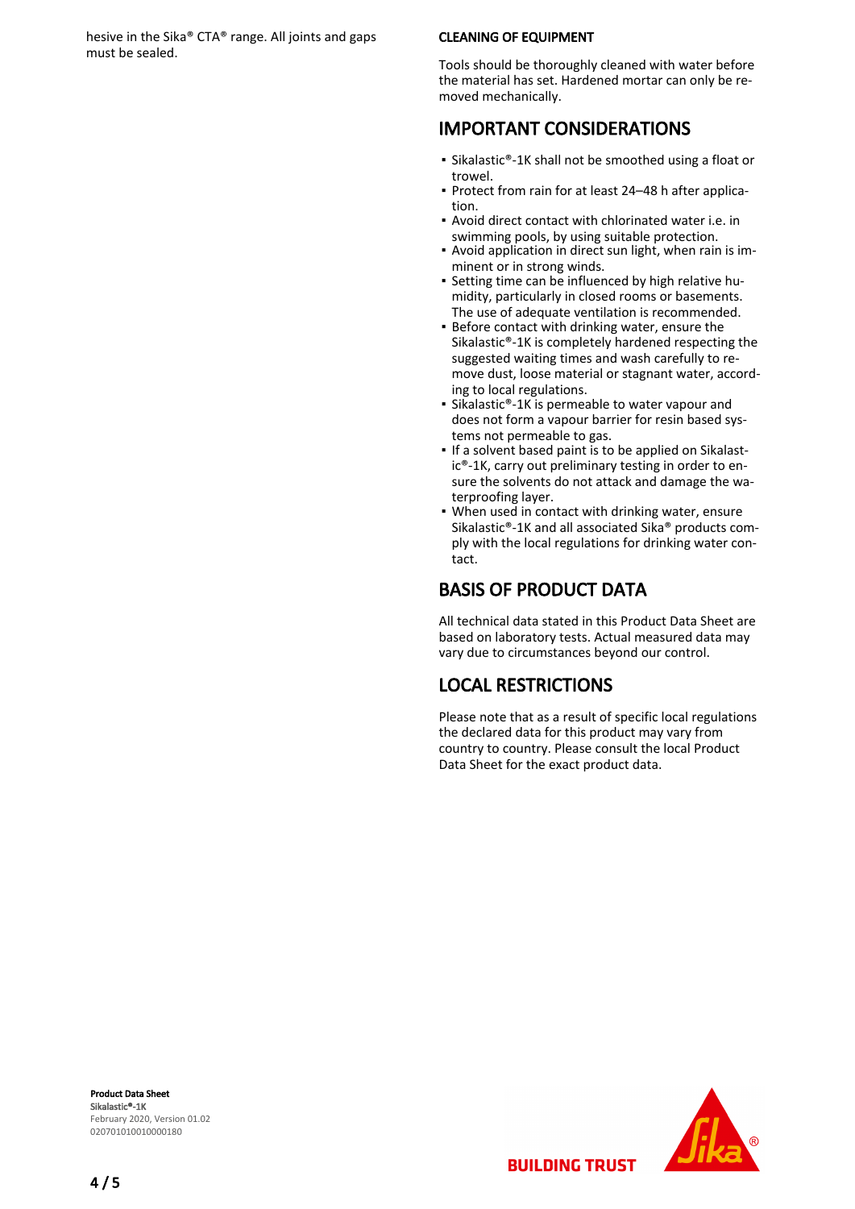hesive in the Sika® CTA® range. All joints and gaps must be sealed.

### CLEANING OF EQUIPMENT

Tools should be thoroughly cleaned with water before the material has set. Hardened mortar can only be removed mechanically.

## IMPORTANT CONSIDERATIONS

- Sikalastic®-1K shall not be smoothed using a float or trowel.
- Protect from rain for at least 24–48 h after application.
- Avoid direct contact with chlorinated water i.e. in swimming pools, by using suitable protection.
- Avoid application in direct sun light, when rain is imminent or in strong winds.
- Setting time can be influenced by high relative humidity, particularly in closed rooms or basements. The use of adequate ventilation is recommended.
- Before contact with drinking water, ensure the Sikalastic®-1K is completely hardened respecting the suggested waiting times and wash carefully to remove dust, loose material or stagnant water, according to local regulations.
- Sikalastic®-1K is permeable to water vapour and does not form a vapour barrier for resin based systems not permeable to gas.
- If a solvent based paint is to be applied on Sikalastic®-1K, carry out preliminary testing in order to ensure the solvents do not attack and damage the waterproofing layer.
- When used in contact with drinking water, ensure Sikalastic®-1K and all associated Sika® products comply with the local regulations for drinking water contact.

## BASIS OF PRODUCT DATA

All technical data stated in this Product Data Sheet are based on laboratory tests. Actual measured data may vary due to circumstances beyond our control.

## LOCAL RESTRICTIONS

Please note that as a result of specific local regulations the declared data for this product may vary from country to country. Please consult the local Product Data Sheet for the exact product data.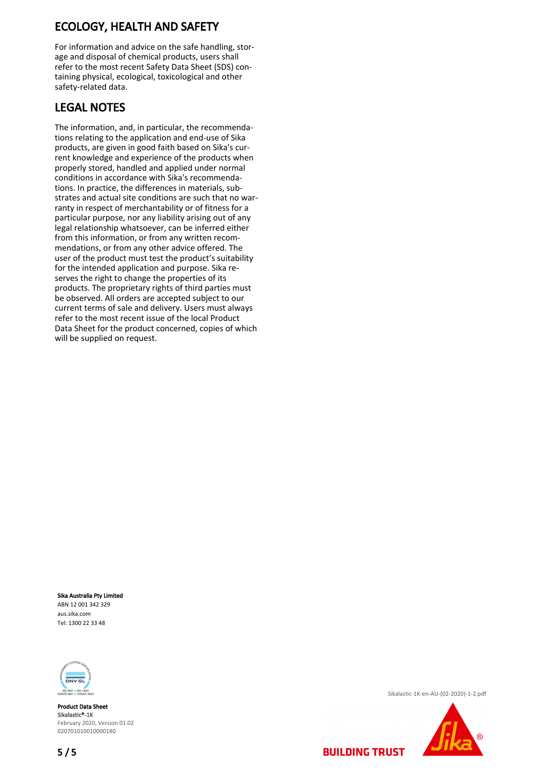## ECOLOGY, HEALTH AND SAFETY

For information and advice on the safe handling, storage and disposal of chemical products, users shall refer to the most recent Safety Data Sheet (SDS) containing physical, ecological, toxicological and other safety-related data.

## LEGAL NOTES

The information, and, in particular, the recommendations relating to the application and end-use of Sika products, are given in good faith based on Sika's current knowledge and experience of the products when properly stored, handled and applied under normal conditions in accordance with Sika's recommendations. In practice, the differences in materials, substrates and actual site conditions are such that no warranty in respect of merchantability or of fitness for a particular purpose, nor any liability arising out of any legal relationship whatsoever, can be inferred either from this information, or from any written recommendations, or from any other advice offered. The user of the product must test the product's suitability for the intended application and purpose. Sika reserves the right to change the properties of its products. The proprietary rights of third parties must be observed. All orders are accepted subject to our current terms of sale and delivery. Users must always refer to the most recent issue of the local Product Data Sheet for the product concerned, copies of which will be supplied on request.

**Sika Australia Pty Limited**
ABN 12 001 342 329
aus.sika.com
Tel: 1300 22 33 48

ISO 9001 = ISO 14001
AS/NZS 4801 = OHSAS 18001

**Product Data Sheet**
**Sikalastic®-1K**
February 2020, Version 01.02
020701010010000180

Sikalastic-1K-en-AU-(02-2020)-1-2.pdf

BUILDING TRUST